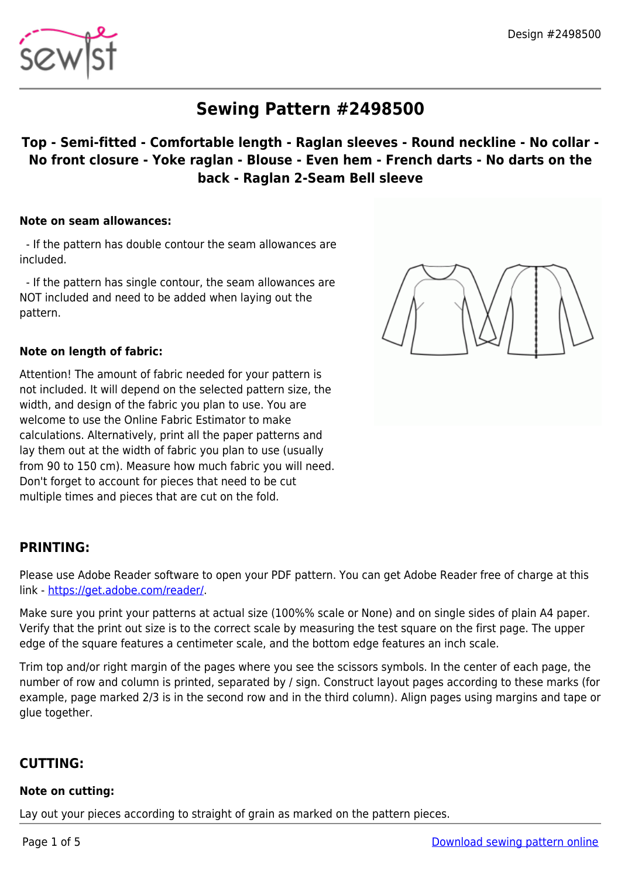Design #2498500

# Sewing Pattern #2498500

### Top - Semi-fitted - Comfortable length - Raglan sleeves - Round neckline - No collar - No front closure - Yoke raglan - Blouse - Even hem - French darts - No darts on the back - Raglan 2-Seam Bell sleeve

**Note on seam allowances:**

- If the pattern has double contour the seam allowances are included.

- If the pattern has single contour, the seam allowances are NOT included and need to be added when laying out the pattern.

**Note on length of fabric:**

Attention! The amount of fabric needed for your pattern is not included. It will depend on the selected pattern size, the width, and design of the fabric you plan to use. You are welcome to use the Online Fabric Estimator to make calculations. Alternatively, print all the paper patterns and lay them out at the width of fabric you plan to use (usually from 90 to 150 cm). Measure how much fabric you will need. Don't forget to account for pieces that need to be cut multiple times and pieces that are cut on the fold.

## PRINTING:

Please use Adobe Reader software to open your PDF pattern. You can get Adobe Reader free of charge at this link - [https://get.adobe.com/reader/](https://get.adobe.com/reader/).

Make sure you print your patterns at actual size (100%% scale or None) and on single sides of plain A4 paper. Verify that the print out size is to the correct scale by measuring the test square on the first page. The upper edge of the square features a centimeter scale, and the bottom edge features an inch scale.

Trim top and/or right margin of the pages where you see the scissors symbols. In the center of each page, the number of row and column is printed, separated by / sign. Construct layout pages according to these marks (for example, page marked 2/3 is in the second row and in the third column). Align pages using margins and tape or glue together.

## CUTTING:

**Note on cutting:**

Lay out your pieces according to straight of grain as marked on the pattern pieces.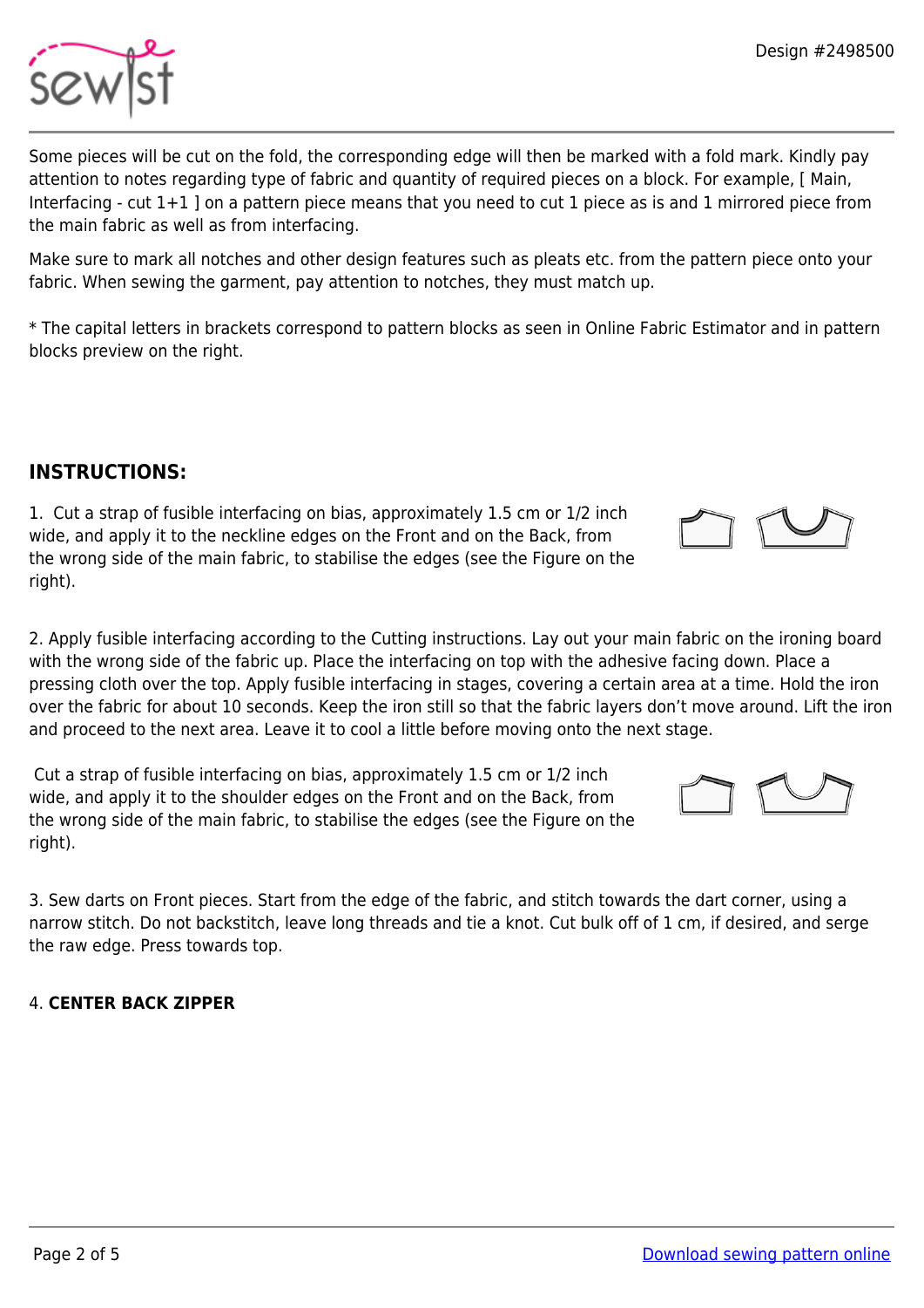Some pieces will be cut on the fold, the corresponding edge will then be marked with a fold mark. Kindly pay attention to notes regarding type of fabric and quantity of required pieces on a block. For example, [ Main, Interfacing - cut 1+1 ] on a pattern piece means that you need to cut 1 piece as is and 1 mirrored piece from the main fabric as well as from interfacing.

Make sure to mark all notches and other design features such as pleats etc. from the pattern piece onto your fabric. When sewing the garment, pay attention to notches, they must match up.

* The capital letters in brackets correspond to pattern blocks as seen in Online Fabric Estimator and in pattern blocks preview on the right.

## INSTRUCTIONS:

1. Cut a strap of fusible interfacing on bias, approximately 1.5 cm or 1/2 inch wide, and apply it to the neckline edges on the Front and on the Back, from the wrong side of the main fabric, to stabilise the edges (see the Figure on the right).

2. Apply fusible interfacing according to the Cutting instructions. Lay out your main fabric on the ironing board with the wrong side of the fabric up. Place the interfacing on top with the adhesive facing down. Place a pressing cloth over the top. Apply fusible interfacing in stages, covering a certain area at a time. Hold the iron over the fabric for about 10 seconds. Keep the iron still so that the fabric layers don't move around. Lift the iron and proceed to the next area. Leave it to cool a little before moving onto the next stage.

Cut a strap of fusible interfacing on bias, approximately 1.5 cm or 1/2 inch wide, and apply it to the shoulder edges on the Front and on the Back, from the wrong side of the main fabric, to stabilise the edges (see the Figure on the right).

3. Sew darts on Front pieces. Start from the edge of the fabric, and stitch towards the dart corner, using a narrow stitch. Do not backstitch, leave long threads and tie a knot. Cut bulk off of 1 cm, if desired, and serge the raw edge. Press towards top.

4. **CENTER BACK ZIPPER**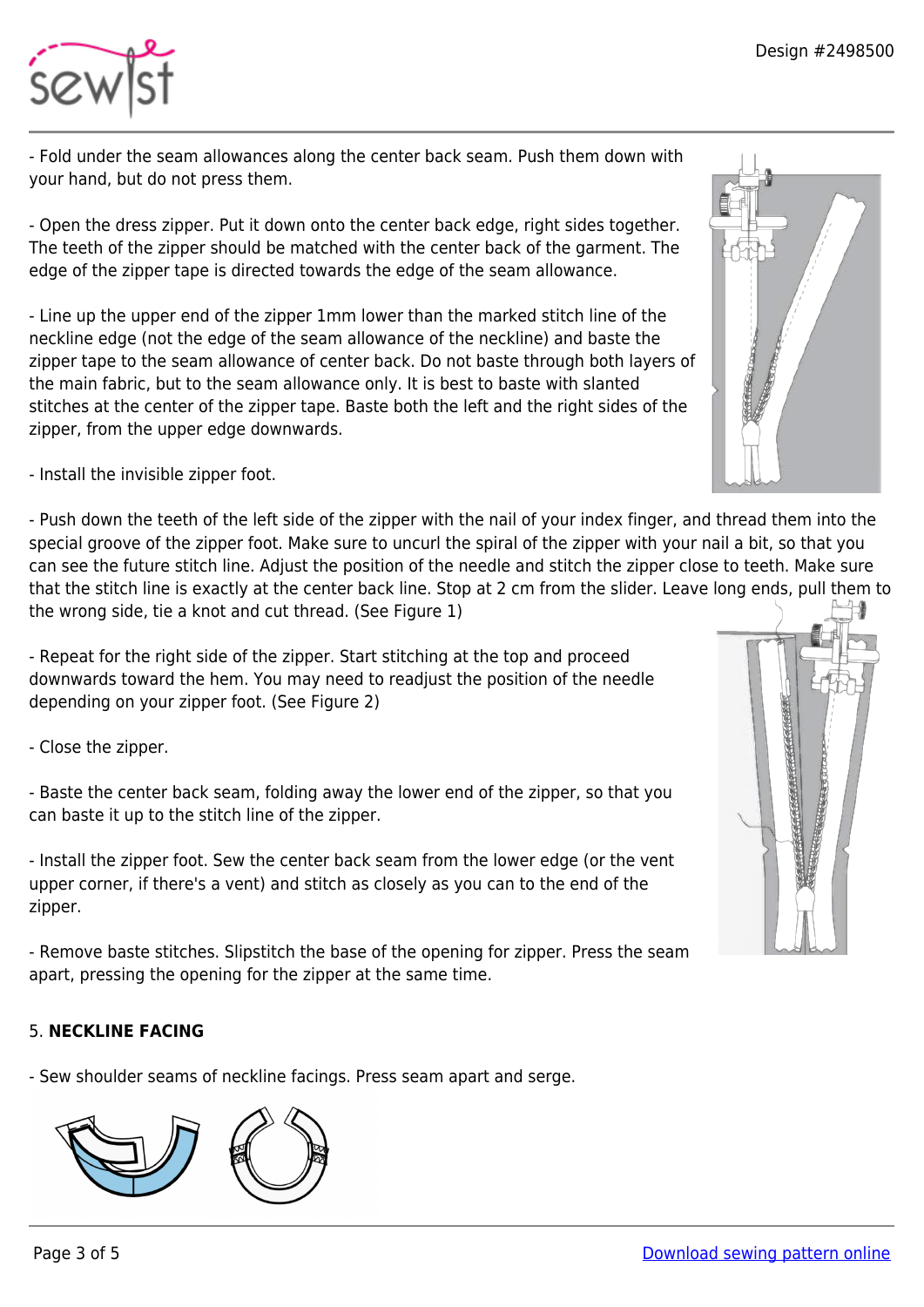- Fold under the seam allowances along the center back seam. Push them down with your hand, but do not press them.

- Open the dress zipper. Put it down onto the center back edge, right sides together. The teeth of the zipper should be matched with the center back of the garment. The edge of the zipper tape is directed towards the edge of the seam allowance.

- Line up the upper end of the zipper 1mm lower than the marked stitch line of the neckline edge (not the edge of the seam allowance of the neckline) and baste the zipper tape to the seam allowance of center back. Do not baste through both layers of the main fabric, but to the seam allowance only. It is best to baste with slanted stitches at the center of the zipper tape. Baste both the left and the right sides of the zipper, from the upper edge downwards.

- Install the invisible zipper foot.

- Push down the teeth of the left side of the zipper with the nail of your index finger, and thread them into the special groove of the zipper foot. Make sure to uncurl the spiral of the zipper with your nail a bit, so that you can see the future stitch line. Adjust the position of the needle and stitch the zipper close to teeth. Make sure that the stitch line is exactly at the center back line. Stop at 2 cm from the slider. Leave long ends, pull them to the wrong side, tie a knot and cut thread. (See Figure 1)

- Repeat for the right side of the zipper. Start stitching at the top and proceed downwards toward the hem. You may need to readjust the position of the needle depending on your zipper foot. (See Figure 2)

- Close the zipper.

- Baste the center back seam, folding away the lower end of the zipper, so that you can baste it up to the stitch line of the zipper.

- Install the zipper foot. Sew the center back seam from the lower edge (or the vent upper corner, if there's a vent) and stitch as closely as you can to the end of the zipper.

- Remove baste stitches. Slipstitch the base of the opening for zipper. Press the seam apart, pressing the opening for the zipper at the same time.

5. **NECKLINE FACING**

- Sew shoulder seams of neckline facings. Press seam apart and serge.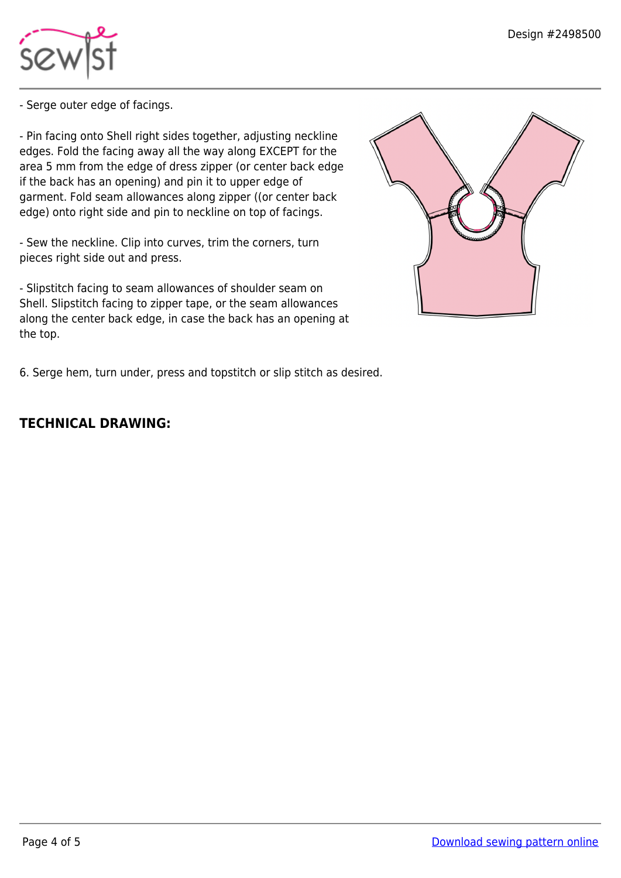- Serge outer edge of facings.

- Pin facing onto Shell right sides together, adjusting neckline edges. Fold the facing away all the way along EXCEPT for the area 5 mm from the edge of dress zipper (or center back edge if the back has an opening) and pin it to upper edge of garment. Fold seam allowances along zipper ((or center back edge) onto right side and pin to neckline on top of facings.

- Sew the neckline. Clip into curves, trim the corners, turn pieces right side out and press.

- Slipstitch facing to seam allowances of shoulder seam on Shell. Slipstitch facing to zipper tape, or the seam allowances along the center back edge, in case the back has an opening at the top.

6. Serge hem, turn under, press and topstitch or slip stitch as desired.

**TECHNICAL DRAWING:**